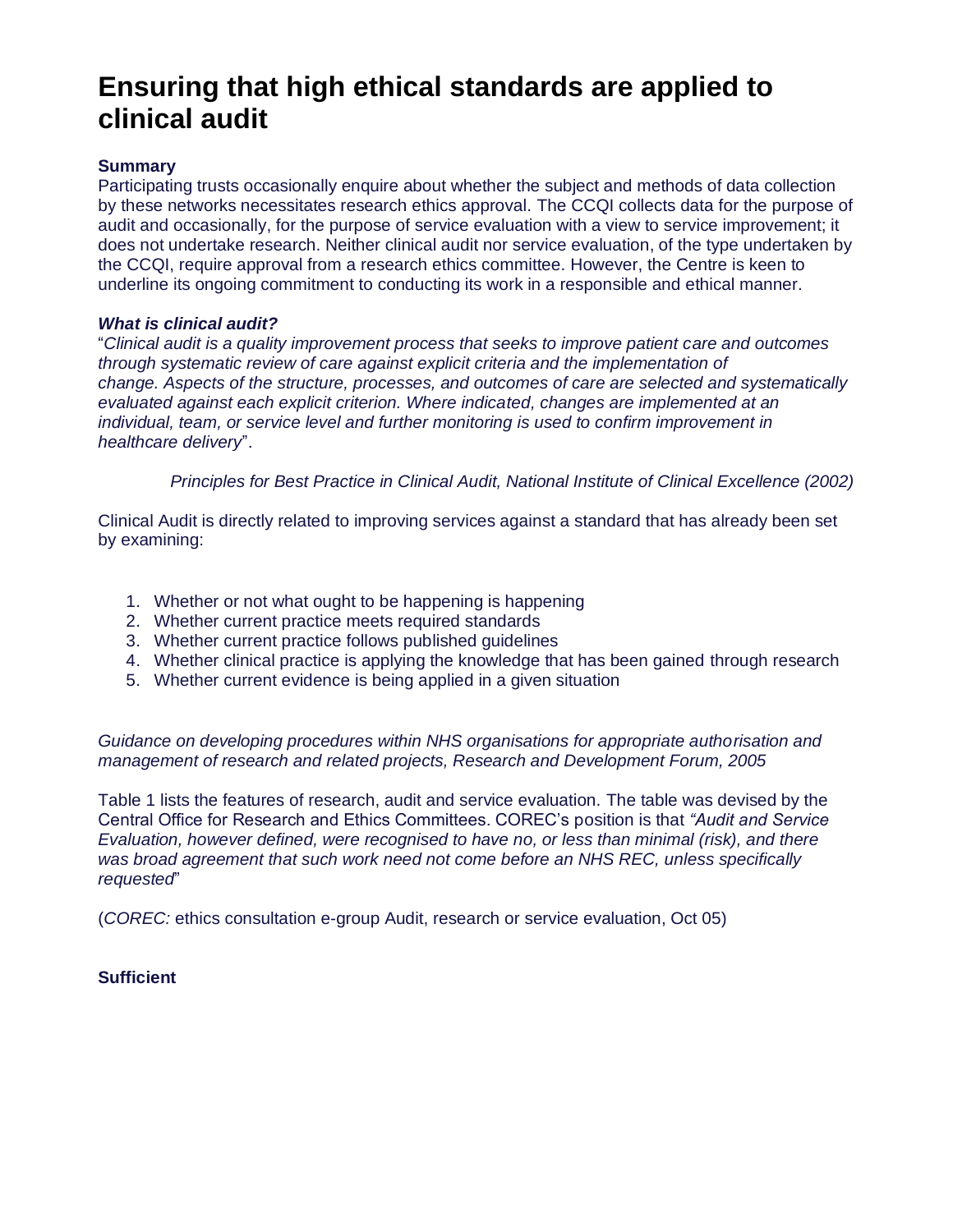# Ensuring that high ethical standards are applied to clinical audit

**Summary**

Participating trusts occasionally enquire about whether the subject and methods of data collection by these networks necessitates research ethics approval. The CCQI collects data for the purpose of audit and occasionally, for the purpose of service evaluation with a view to service improvement; it does not undertake research. Neither clinical audit nor service evaluation, of the type undertaken by the CCQI, require approval from a research ethics committee. However, the Centre is keen to underline its ongoing commitment to conducting its work in a responsible and ethical manner.

***What is clinical audit?***

"*Clinical audit is a quality improvement process that seeks to improve patient care and outcomes through systematic review of care against explicit criteria and the implementation of change. Aspects of the structure, processes, and outcomes of care are selected and systematically evaluated against each explicit criterion. Where indicated, changes are implemented at an individual, team, or service level and further monitoring is used to confirm improvement in healthcare delivery*".

*Principles for Best Practice in Clinical Audit, National Institute of Clinical Excellence (2002)*

Clinical Audit is directly related to improving services against a standard that has already been set by examining:

1. Whether or not what ought to be happening is happening
2. Whether current practice meets required standards
3. Whether current practice follows published guidelines
4. Whether clinical practice is applying the knowledge that has been gained through research
5. Whether current evidence is being applied in a given situation

*Guidance on developing procedures within NHS organisations for appropriate authorisation and management of research and related projects, Research and Development Forum, 2005*

Table 1 lists the features of research, audit and service evaluation. The table was devised by the Central Office for Research and Ethics Committees. COREC's position is that *"Audit and Service Evaluation, however defined, were recognised to have no, or less than minimal (risk), and there was broad agreement that such work need not come before an NHS REC, unless specifically requested*"

(*COREC:* ethics consultation e-group Audit, research or service evaluation, Oct 05)

**Sufficient**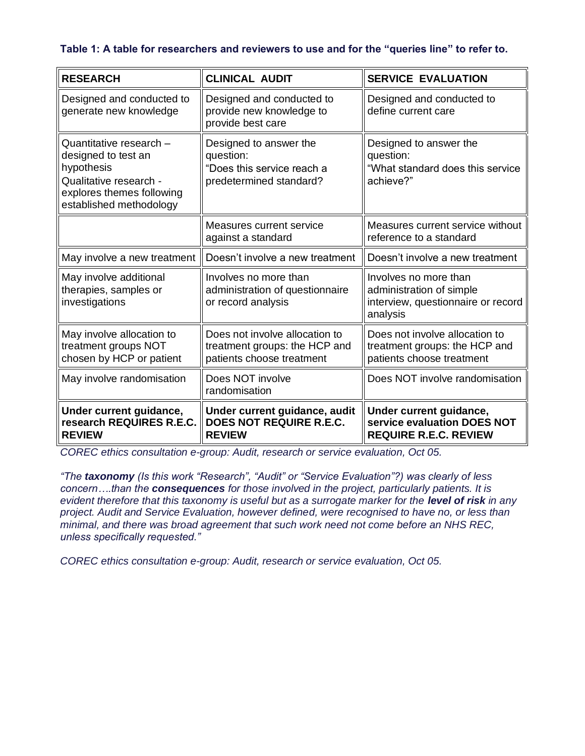**Table 1: A table for researchers and reviewers to use and for the "queries line" to refer to.**

| RESEARCH | CLINICAL AUDIT | SERVICE EVALUATION |
|---|---|---|
| Designed and conducted to generate new knowledge | Designed and conducted to provide new knowledge to provide best care | Designed and conducted to define current care |
| Quantitative research – designed to test an hypothesis<br>Qualitative research - explores themes following established methodology | Designed to answer the question:<br>"Does this service reach a predetermined standard? | Designed to answer the question:<br>"What standard does this service achieve?" |
| | Measures current service against a standard | Measures current service without reference to a standard |
| May involve a new treatment | Doesn't involve a new treatment | Doesn't involve a new treatment |
| May involve additional therapies, samples or investigations | Involves no more than administration of questionnaire or record analysis | Involves no more than administration of simple interview, questionnaire or record analysis |
| May involve allocation to treatment groups NOT chosen by HCP or patient | Does not involve allocation to treatment groups: the HCP and patients choose treatment | Does not involve allocation to treatment groups: the HCP and patients choose treatment |
| May involve randomisation | Does NOT involve randomisation | Does NOT involve randomisation |
| **Under current guidance, research REQUIRES R.E.C. REVIEW** | **Under current guidance, audit DOES NOT REQUIRE R.E.C. REVIEW** | **Under current guidance, service evaluation DOES NOT REQUIRE R.E.C. REVIEW** |

*COREC ethics consultation e-group: Audit, research or service evaluation, Oct 05.*

*"The **taxonomy** (Is this work "Research", "Audit" or "Service Evaluation"?) was clearly of less concern….than the **consequences** for those involved in the project, particularly patients. It is evident therefore that this taxonomy is useful but as a surrogate marker for the **level of risk** in any project. Audit and Service Evaluation, however defined, were recognised to have no, or less than minimal, and there was broad agreement that such work need not come before an NHS REC, unless specifically requested."*

*COREC ethics consultation e-group: Audit, research or service evaluation, Oct 05.*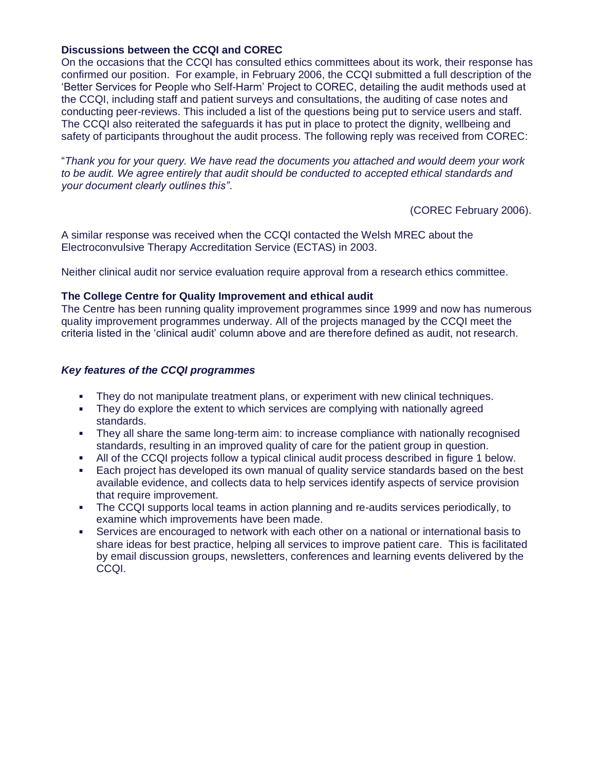### Discussions between the CCQI and COREC

On the occasions that the CCQI has consulted ethics committees about its work, their response has confirmed our position. For example, in February 2006, the CCQI submitted a full description of the 'Better Services for People who Self-Harm' Project to COREC, detailing the audit methods used at the CCQI, including staff and patient surveys and consultations, the auditing of case notes and conducting peer-reviews. This included a list of the questions being put to service users and staff. The CCQI also reiterated the safeguards it has put in place to protect the dignity, wellbeing and safety of participants throughout the audit process. The following reply was received from COREC:

"*Thank you for your query. We have read the documents you attached and would deem your work to be audit. We agree entirely that audit should be conducted to accepted ethical standards and your document clearly outlines this"*.

(COREC February 2006).

A similar response was received when the CCQI contacted the Welsh MREC about the Electroconvulsive Therapy Accreditation Service (ECTAS) in 2003.

Neither clinical audit nor service evaluation require approval from a research ethics committee.

### The College Centre for Quality Improvement and ethical audit

The Centre has been running quality improvement programmes since 1999 and now has numerous quality improvement programmes underway. All of the projects managed by the CCQI meet the criteria listed in the 'clinical audit' column above and are therefore defined as audit, not research.

#### *Key features of the CCQI programmes*

- They do not manipulate treatment plans, or experiment with new clinical techniques.
- They do explore the extent to which services are complying with nationally agreed standards.
- They all share the same long-term aim: to increase compliance with nationally recognised standards, resulting in an improved quality of care for the patient group in question.
- All of the CCQI projects follow a typical clinical audit process described in figure 1 below.
- Each project has developed its own manual of quality service standards based on the best available evidence, and collects data to help services identify aspects of service provision that require improvement.
- The CCQI supports local teams in action planning and re-audits services periodically, to examine which improvements have been made.
- Services are encouraged to network with each other on a national or international basis to share ideas for best practice, helping all services to improve patient care. This is facilitated by email discussion groups, newsletters, conferences and learning events delivered by the CCQI.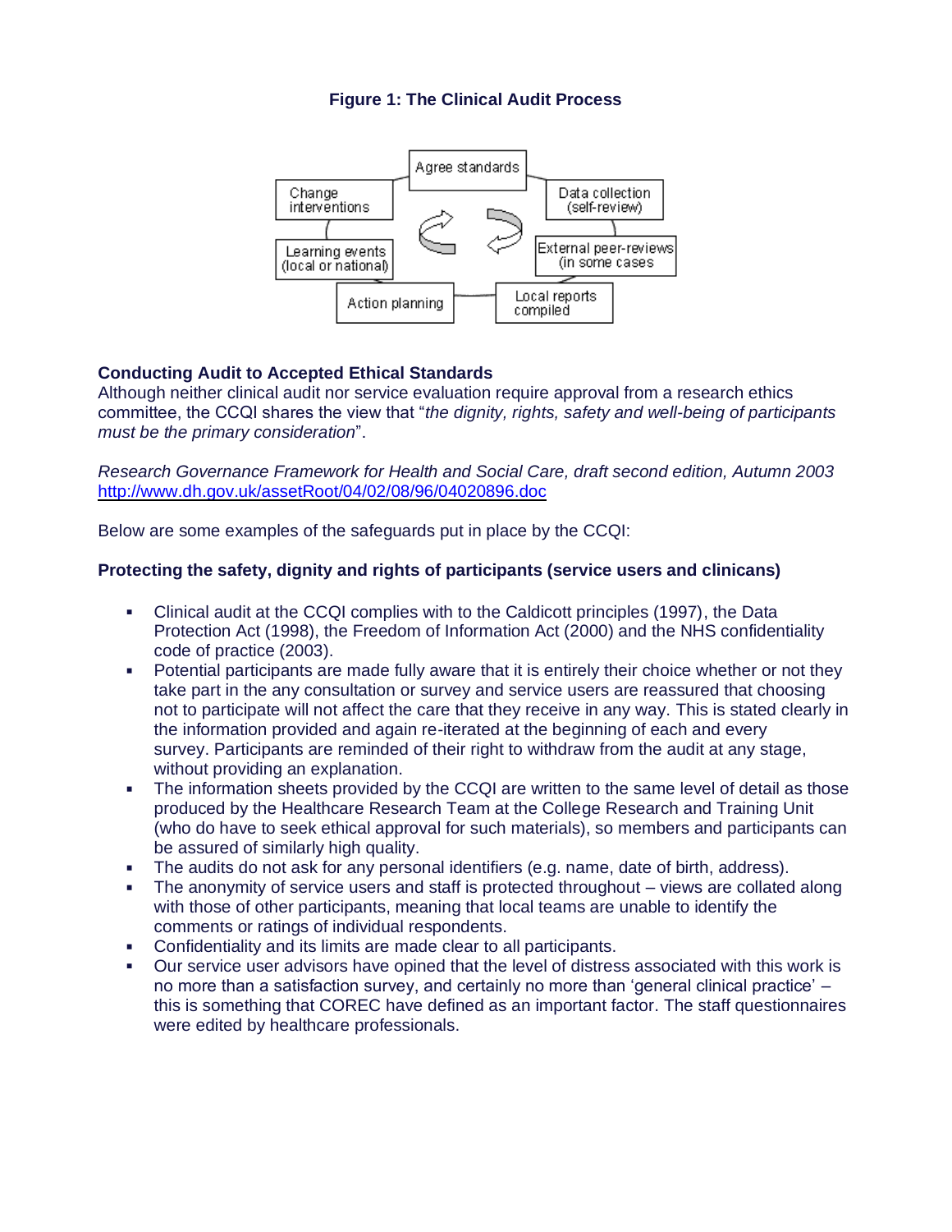**Figure 1: The Clinical Audit Process**

Agree standards

Data collection (self-review)

External peer-reviews (in some cases)

Local reports compiled

Action planning

Learning events (local or national)

Change interventions

**Conducting Audit to Accepted Ethical Standards**

Although neither clinical audit nor service evaluation require approval from a research ethics committee, the CCQI shares the view that "*the dignity, rights, safety and well-being of participants must be the primary consideration*".

*Research Governance Framework for Health and Social Care, draft second edition, Autumn 2003*
http://www.dh.gov.uk/assetRoot/04/02/08/96/04020896.doc

Below are some examples of the safeguards put in place by the CCQI:

**Protecting the safety, dignity and rights of participants (service users and clinicans)**

- Clinical audit at the CCQI complies with to the Caldicott principles (1997), the Data Protection Act (1998), the Freedom of Information Act (2000) and the NHS confidentiality code of practice (2003).
- Potential participants are made fully aware that it is entirely their choice whether or not they take part in the any consultation or survey and service users are reassured that choosing not to participate will not affect the care that they receive in any way. This is stated clearly in the information provided and again re-iterated at the beginning of each and every survey. Participants are reminded of their right to withdraw from the audit at any stage, without providing an explanation.
- The information sheets provided by the CCQI are written to the same level of detail as those produced by the Healthcare Research Team at the College Research and Training Unit (who do have to seek ethical approval for such materials), so members and participants can be assured of similarly high quality.
- The audits do not ask for any personal identifiers (e.g. name, date of birth, address).
- The anonymity of service users and staff is protected throughout – views are collated along with those of other participants, meaning that local teams are unable to identify the comments or ratings of individual respondents.
- Confidentiality and its limits are made clear to all participants.
- Our service user advisors have opined that the level of distress associated with this work is no more than a satisfaction survey, and certainly no more than 'general clinical practice' – this is something that COREC have defined as an important factor. The staff questionnaires were edited by healthcare professionals.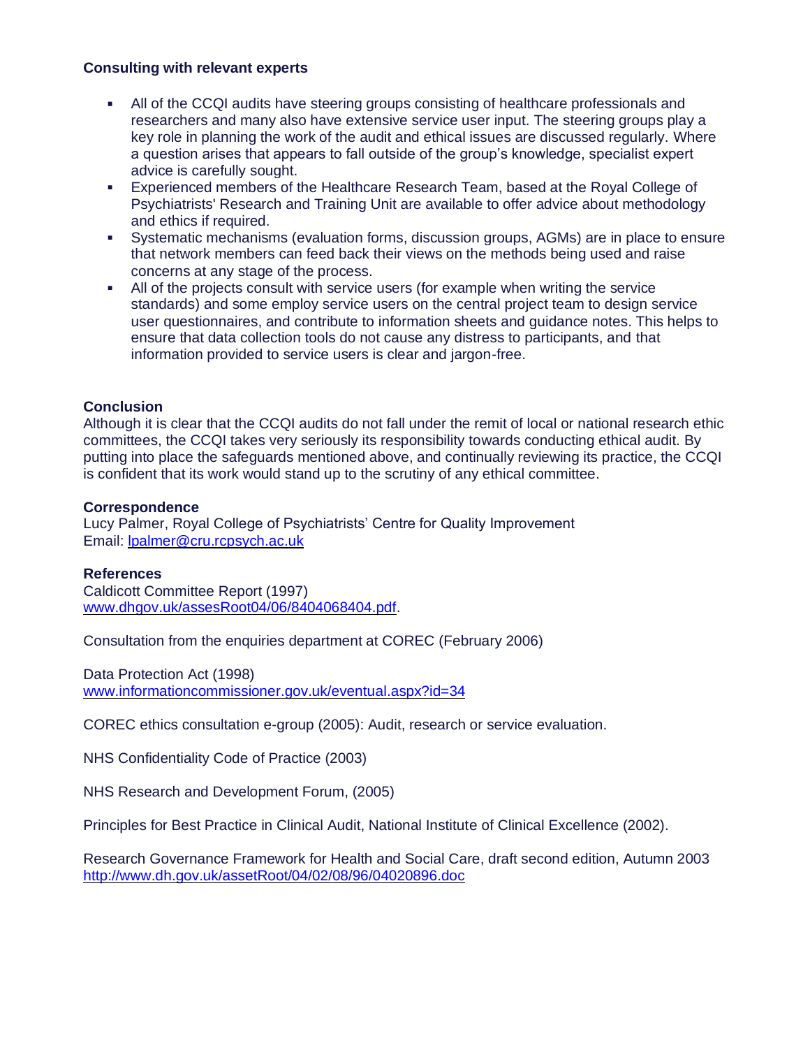**Consulting with relevant experts**

- All of the CCQI audits have steering groups consisting of healthcare professionals and researchers and many also have extensive service user input. The steering groups play a key role in planning the work of the audit and ethical issues are discussed regularly. Where a question arises that appears to fall outside of the group's knowledge, specialist expert advice is carefully sought.
- Experienced members of the Healthcare Research Team, based at the Royal College of Psychiatrists' Research and Training Unit are available to offer advice about methodology and ethics if required.
- Systematic mechanisms (evaluation forms, discussion groups, AGMs) are in place to ensure that network members can feed back their views on the methods being used and raise concerns at any stage of the process.
- All of the projects consult with service users (for example when writing the service standards) and some employ service users on the central project team to design service user questionnaires, and contribute to information sheets and guidance notes. This helps to ensure that data collection tools do not cause any distress to participants, and that information provided to service users is clear and jargon-free.

**Conclusion**

Although it is clear that the CCQI audits do not fall under the remit of local or national research ethic committees, the CCQI takes very seriously its responsibility towards conducting ethical audit. By putting into place the safeguards mentioned above, and continually reviewing its practice, the CCQI is confident that its work would stand up to the scrutiny of any ethical committee.

**Correspondence**

Lucy Palmer, Royal College of Psychiatrists' Centre for Quality Improvement
Email: lpalmer@cru.rcpsych.ac.uk

**References**

Caldicott Committee Report (1997)
www.dhgov.uk/assesRoot04/06/8404068404.pdf.

Consultation from the enquiries department at COREC (February 2006)

Data Protection Act (1998)
www.informationcommissioner.gov.uk/eventual.aspx?id=34

COREC ethics consultation e-group (2005): Audit, research or service evaluation.

NHS Confidentiality Code of Practice (2003)

NHS Research and Development Forum, (2005)

Principles for Best Practice in Clinical Audit, National Institute of Clinical Excellence (2002).

Research Governance Framework for Health and Social Care, draft second edition, Autumn 2003
http://www.dh.gov.uk/assetRoot/04/02/08/96/04020896.doc